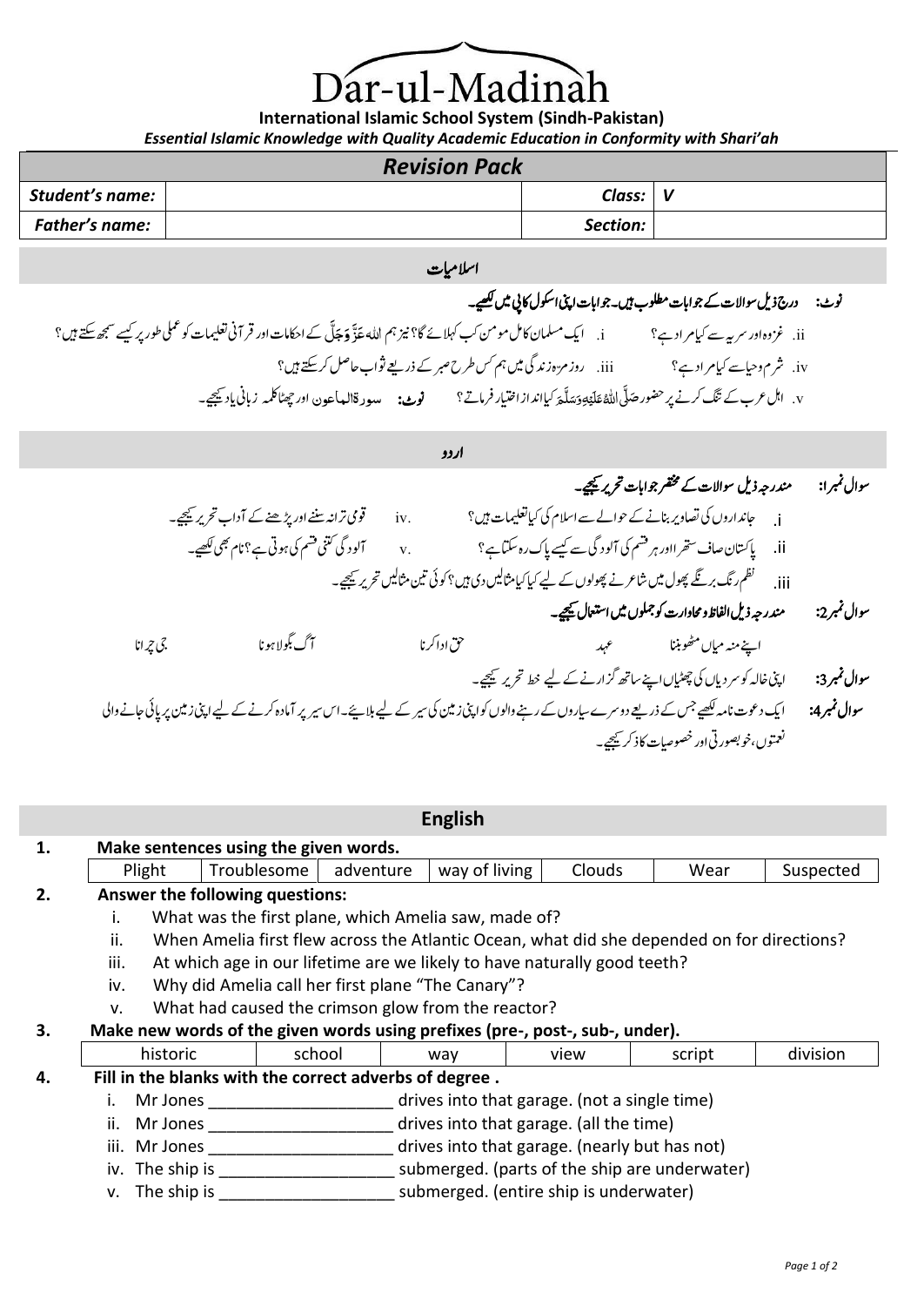# Dar-ul-Madinah

**International Islamic School System (Sindh-Pakistan)**

*Essential Islamic Knowledge with Quality Academic Education in Conformity with Shari'ah*

## Revision Pack

| ***Student's name:*** | | ***Class:*** | ***V*** |
|---|---|---|---|
| ***Father's name:*** | | ***Section:*** | |

## اسلامیات

**نوٹ: درج ذیل سوالات کے جوابات مطلوب ہیں۔جوابات اپنی اسکول کاپی میں لکھیے۔**

i. غزوہ اور سریہ سے کیا مراد ہے؟

ii. ایک مسلمان کامل مومن کب کہلائے گا؟ نیز ہم اللہ عَزَّوَجَلَّ کے احکامات اور قرآنی تعلیمات کو عملی طور پر کیسے سمجھ سکتے ہیں؟

iii. روزمرہ زندگی میں ہم کس طرح صبر کے ذریعے ثواب حاصل کرسکتے ہیں؟

iv. شرم وحیا سے کیا مراد ہے؟

v. اہلِ عرب کے تنگ کرنے پر حضور صَلَّی اللہُ عَلَیْہِ وَسَلَّمَ کیا انداز اختیار فرماتے؟

**نوٹ:** سورۃالماعون اور چھٹا کلمہ زبانی یاد کیجیے۔

## اردو

**سوال نمبر1: مندرجہ ذیل سوالات کے مختصر جوابات تحریر کیجیے۔**

i. جانداروں کی تصاویر بنانے کے حوالے سے اسلام کی کیا تعلیمات ہیں؟

ii. پاکستان صاف ستھرا اور ہر قسم کی آلودگی سے کیسے پاک رہ سکتا ہے؟

iii. نظم رنگ برنگے پھول میں شاعر نے پھولوں کے لیے کیا کیا مثالیں دی ہیں؟ کوئی تین مثالیں تحریر کیجیے۔

iv. قومی ترانہ سننے اور پڑھنے کے آداب تحریر کیجیے۔

v. آلودگی کتنی قسم کی ہوتی ہے؟ نام بھی لکھیے۔

**سوال نمبر2: مندرجہ ذیل الفاظ و محاورات کو جملوں میں استعمال کیجیے۔**

اپنے منہ میاں مٹھو بننا &nbsp;&nbsp; عہد &nbsp;&nbsp; حق ادا کرنا &nbsp;&nbsp; آگ بگولا ہونا &nbsp;&nbsp; جی چرانا

**سوال نمبر3:** اپنی خالہ کو سردیاں کی چھٹیاں اپنے ساتھ گزارنے کے لیے خط تحریر کیجیے۔

**سوال نمبر4:** ایک دعوت نامہ لکھیے جس کے ذریعے دوسرے سیاروں کے رہنے والوں کو اپنی زمین کی سیر کے لیے بلائیے۔اس سیر پر آمادہ کرنے کے لیے اپنی زمین پر پائی جانے والی نعمتوں، خوبصورتی اور خصوصیات کا ذکر کیجیے۔

## English

**1. Make sentences using the given words.**

| Plight | Troublesome | adventure | way of living | Clouds | Wear | Suspected |
|---|---|---|---|---|---|---|

**2. Answer the following questions:**

i. What was the first plane, which Amelia saw, made of?

ii. When Amelia first flew across the Atlantic Ocean, what did she depended on for directions?

iii. At which age in our lifetime are we likely to have naturally good teeth?

iv. Why did Amelia call her first plane "The Canary"?

v. What had caused the crimson glow from the reactor?

**3. Make new words of the given words using prefixes (pre-, post-, sub-, under).**

| historic | school | way | view | script | division |
|---|---|---|---|---|---|

**4. Fill in the blanks with the correct adverbs of degree .**

i. Mr Jones ____________________ drives into that garage. (not a single time)

ii. Mr Jones ____________________ drives into that garage. (all the time)

iii. Mr Jones ____________________ drives into that garage. (nearly but has not)

iv. The ship is ____________________ submerged. (parts of the ship are underwater)

v. The ship is ____________________ submerged. (entire ship is underwater)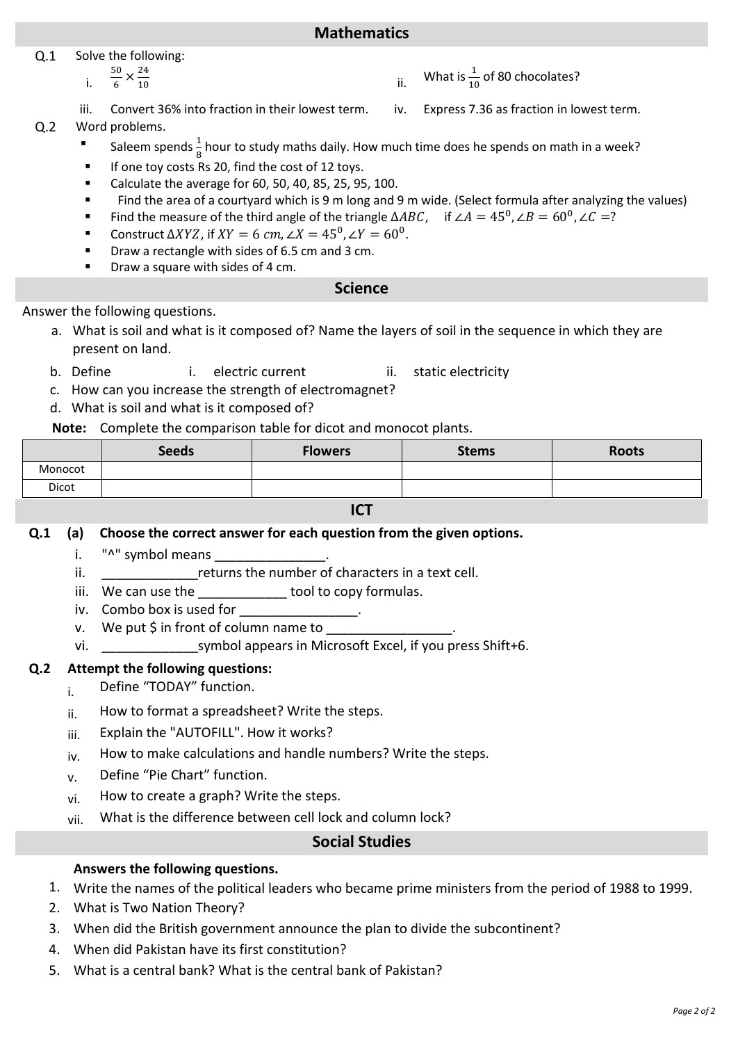## Mathematics

Q.1 Solve the following:

i. $\frac{50}{6} \times \frac{24}{10}$

ii. What is $\frac{1}{10}$ of 80 chocolates?

iii. Convert 36% into fraction in their lowest term.

iv. Express 7.36 as fraction in lowest term.

Q.2 Word problems.

- Saleem spends $\frac{1}{8}$ hour to study maths daily. How much time does he spends on math in a week?
- If one toy costs Rs 20, find the cost of 12 toys.
- Calculate the average for 60, 50, 40, 85, 25, 95, 100.
- Find the area of a courtyard which is 9 m long and 9 m wide. (Select formula after analyzing the values)
- Find the measure of the third angle of the triangle $\Delta ABC$, if $\angle A = 45^0, \angle B = 60^0, \angle C = ?$
- Construct $\Delta XYZ$, if $XY = 6\ cm, \angle X = 45^0, \angle Y = 60^0$.
- Draw a rectangle with sides of 6.5 cm and 3 cm.
- Draw a square with sides of 4 cm.

## Science

Answer the following questions.

a. What is soil and what is it composed of? Name the layers of soil in the sequence in which they are present on land.

b. Define i. electric current ii. static electricity

c. How can you increase the strength of electromagnet?

d. What is soil and what is it composed of?

**Note:** Complete the comparison table for dicot and monocot plants.

| | Seeds | Flowers | Stems | Roots |
|---|---|---|---|---|
| Monocot | | | | |
| Dicot | | | | |

## ICT

**Q.1 (a) Choose the correct answer for each question from the given options.**

i. "^" symbol means _______________.

ii. _____________returns the number of characters in a text cell.

iii. We can use the ____________ tool to copy formulas.

iv. Combo box is used for ________________.

v. We put $ in front of column name to _________________.

vi. _____________symbol appears in Microsoft Excel, if you press Shift+6.

**Q.2 Attempt the following questions:**

i. Define “TODAY” function.

ii. How to format a spreadsheet? Write the steps.

iii. Explain the "AUTOFILL". How it works?

iv. How to make calculations and handle numbers? Write the steps.

v. Define “Pie Chart” function.

vi. How to create a graph? Write the steps.

vii. What is the difference between cell lock and column lock?

## Social Studies

**Answers the following questions.**

1. Write the names of the political leaders who became prime ministers from the period of 1988 to 1999.
2. What is Two Nation Theory?
3. When did the British government announce the plan to divide the subcontinent?
4. When did Pakistan have its first constitution?
5. What is a central bank? What is the central bank of Pakistan?